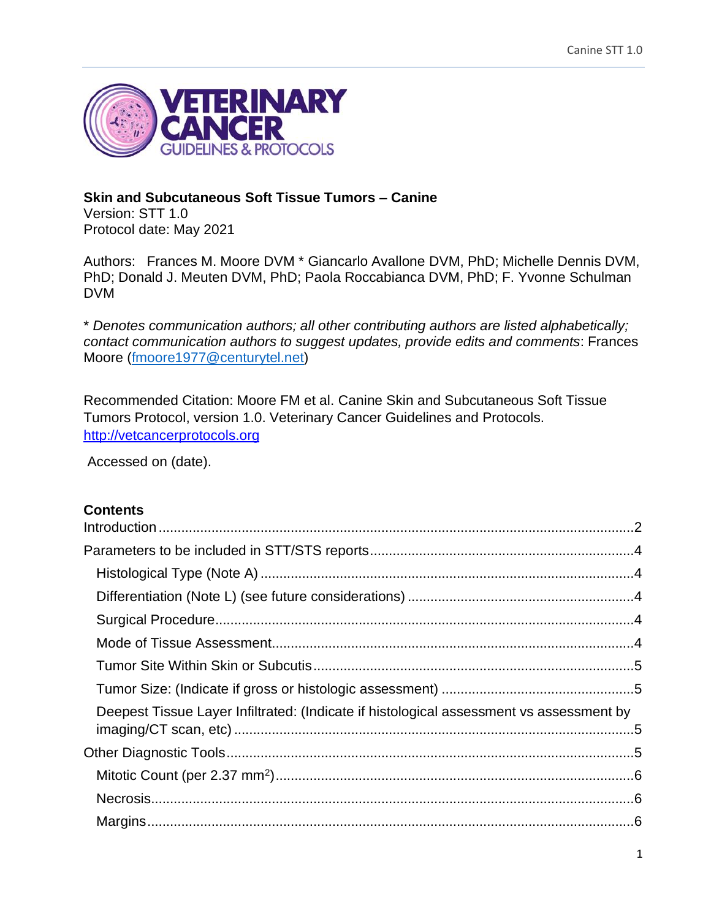# Skin and Subcutaneous Soft Tissue Tumors – Canine

Version: STT 1.0
Protocol date: May 2021

Authors: Frances M. Moore DVM * Giancarlo Avallone DVM, PhD; Michelle Dennis DVM, PhD; Donald J. Meuten DVM, PhD; Paola Roccabianca DVM, PhD; F. Yvonne Schulman DVM

* *Denotes communication authors; all other contributing authors are listed alphabetically; contact communication authors to suggest updates, provide edits and comments*: Frances Moore (fmoore1977@centurytel.net)

Recommended Citation: Moore FM et al. Canine Skin and Subcutaneous Soft Tissue Tumors Protocol, version 1.0. Veterinary Cancer Guidelines and Protocols. http://vetcancerprotocols.org

Accessed on (date).

## Contents

- Introduction ........ 2
- Parameters to be included in STT/STS reports ........ 4
  - Histological Type (Note A) ........ 4
  - Differentiation (Note L) (see future considerations) ........ 4
  - Surgical Procedure ........ 4
  - Mode of Tissue Assessment ........ 4
  - Tumor Site Within Skin or Subcutis ........ 5
  - Tumor Size: (Indicate if gross or histologic assessment) ........ 5
  - Deepest Tissue Layer Infiltrated: (Indicate if histological assessment vs assessment by imaging/CT scan, etc) ........ 5
- Other Diagnostic Tools ........ 5
  - Mitotic Count (per 2.37 $mm^2$) ........ 6
  - Necrosis ........ 6
  - Margins ........ 6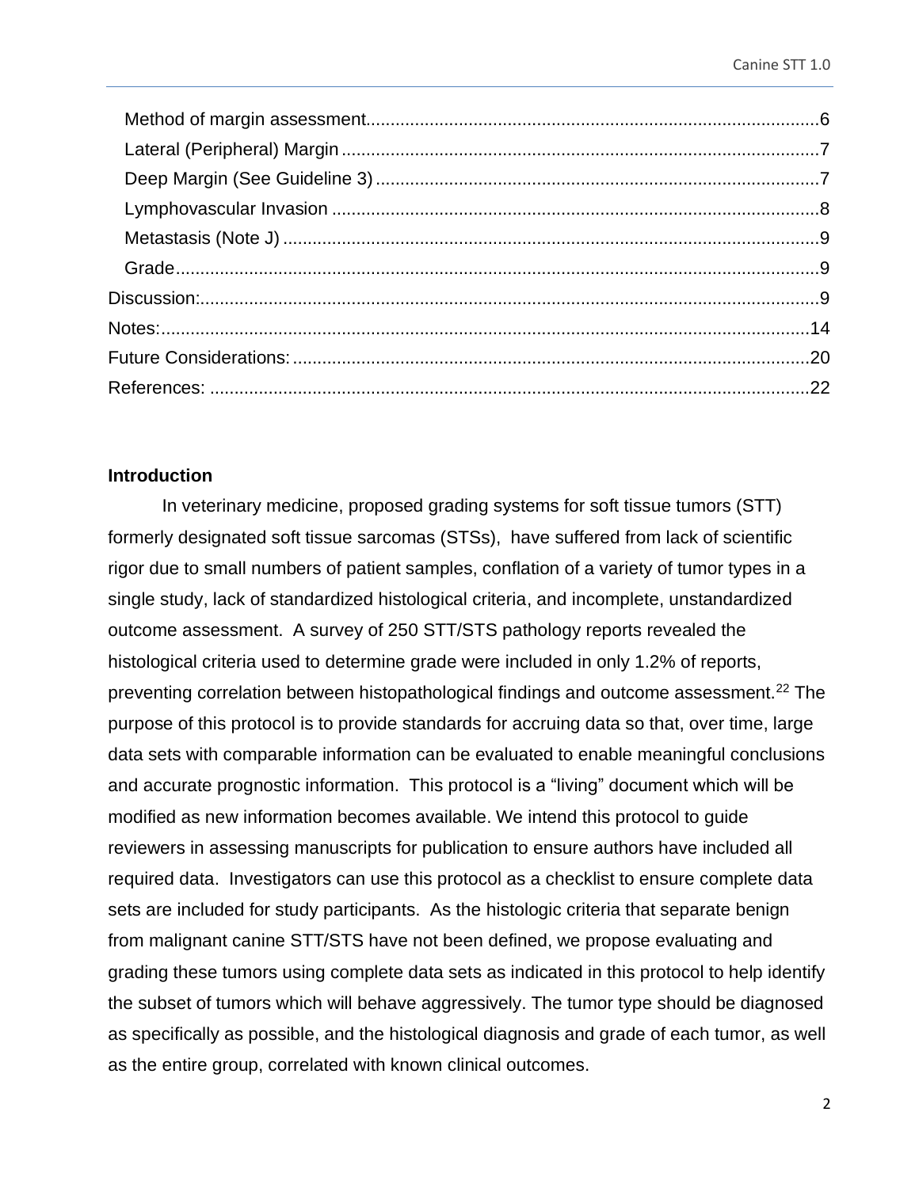Method of margin assessment....................................................................................6
Lateral (Peripheral) Margin.......................................................................................7
Deep Margin (See Guideline 3)...............................................................................7
Lymphovascular Invasion..........................................................................................8
Metastasis (Note J)....................................................................................................9
Grade............................................................................................................................9
Discussion:......................................................................................................................9
Notes:............................................................................................................................14
Future Considerations:..................................................................................................20
References:...................................................................................................................22

**Introduction**

In veterinary medicine, proposed grading systems for soft tissue tumors (STT) formerly designated soft tissue sarcomas (STSs), have suffered from lack of scientific rigor due to small numbers of patient samples, conflation of a variety of tumor types in a single study, lack of standardized histological criteria, and incomplete, unstandardized outcome assessment. A survey of 250 STT/STS pathology reports revealed the histological criteria used to determine grade were included in only 1.2% of reports, preventing correlation between histopathological findings and outcome assessment.[22] The purpose of this protocol is to provide standards for accruing data so that, over time, large data sets with comparable information can be evaluated to enable meaningful conclusions and accurate prognostic information. This protocol is a "living" document which will be modified as new information becomes available. We intend this protocol to guide reviewers in assessing manuscripts for publication to ensure authors have included all required data. Investigators can use this protocol as a checklist to ensure complete data sets are included for study participants. As the histologic criteria that separate benign from malignant canine STT/STS have not been defined, we propose evaluating and grading these tumors using complete data sets as indicated in this protocol to help identify the subset of tumors which will behave aggressively. The tumor type should be diagnosed as specifically as possible, and the histological diagnosis and grade of each tumor, as well as the entire group, correlated with known clinical outcomes.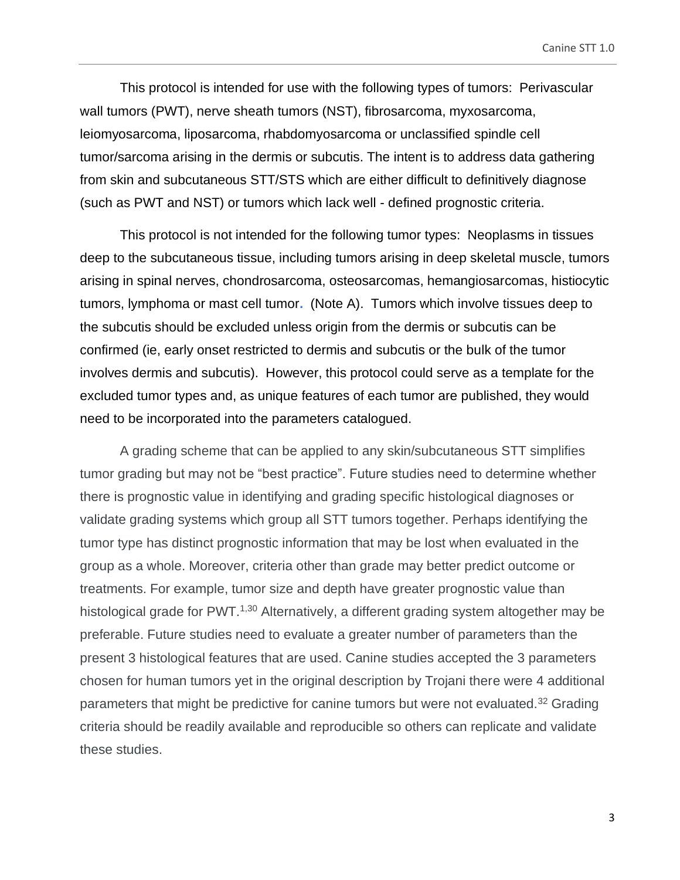This protocol is intended for use with the following types of tumors: Perivascular wall tumors (PWT), nerve sheath tumors (NST), fibrosarcoma, myxosarcoma, leiomyosarcoma, liposarcoma, rhabdomyosarcoma or unclassified spindle cell tumor/sarcoma arising in the dermis or subcutis. The intent is to address data gathering from skin and subcutaneous STT/STS which are either difficult to definitively diagnose (such as PWT and NST) or tumors which lack well - defined prognostic criteria.

This protocol is not intended for the following tumor types: Neoplasms in tissues deep to the subcutaneous tissue, including tumors arising in deep skeletal muscle, tumors arising in spinal nerves, chondrosarcoma, osteosarcomas, hemangiosarcomas, histiocytic tumors, lymphoma or mast cell tumor. (Note A). Tumors which involve tissues deep to the subcutis should be excluded unless origin from the dermis or subcutis can be confirmed (ie, early onset restricted to dermis and subcutis or the bulk of the tumor involves dermis and subcutis). However, this protocol could serve as a template for the excluded tumor types and, as unique features of each tumor are published, they would need to be incorporated into the parameters catalogued.

A grading scheme that can be applied to any skin/subcutaneous STT simplifies tumor grading but may not be "best practice". Future studies need to determine whether there is prognostic value in identifying and grading specific histological diagnoses or validate grading systems which group all STT tumors together. Perhaps identifying the tumor type has distinct prognostic information that may be lost when evaluated in the group as a whole. Moreover, criteria other than grade may better predict outcome or treatments. For example, tumor size and depth have greater prognostic value than histological grade for PWT.[1,30] Alternatively, a different grading system altogether may be preferable. Future studies need to evaluate a greater number of parameters than the present 3 histological features that are used. Canine studies accepted the 3 parameters chosen for human tumors yet in the original description by Trojani there were 4 additional parameters that might be predictive for canine tumors but were not evaluated.[32] Grading criteria should be readily available and reproducible so others can replicate and validate these studies.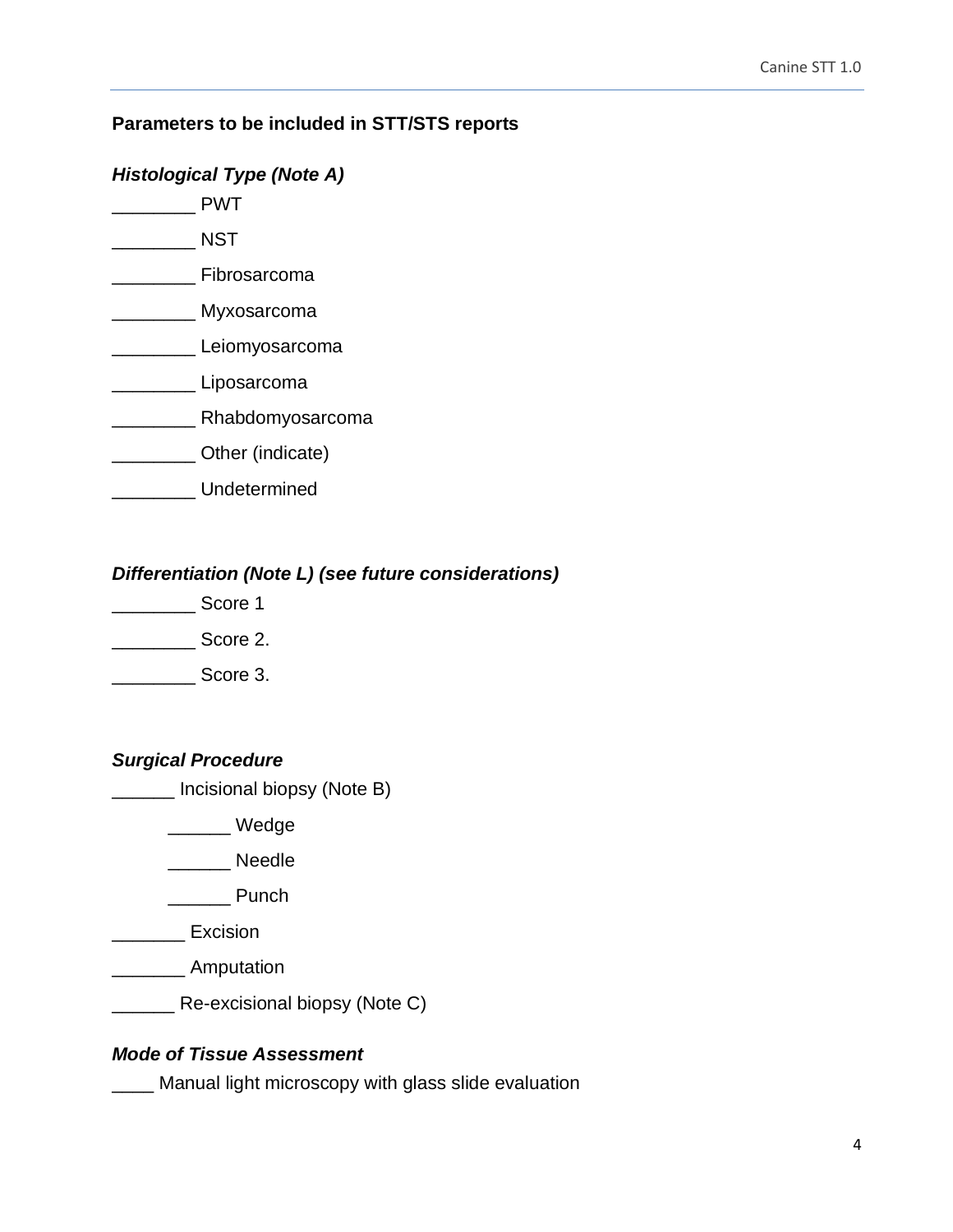**Parameters to be included in STT/STS reports**

***Histological Type (Note A)***

________ PWT

________ NST

________ Fibrosarcoma

________ Myxosarcoma

________ Leiomyosarcoma

________ Liposarcoma

________ Rhabdomyosarcoma

________ Other (indicate)

________ Undetermined

***Differentiation (Note L) (see future considerations)***

________ Score 1

________ Score 2.

________ Score 3.

***Surgical Procedure***

______ Incisional biopsy (Note B)

    ______ Wedge

    ______ Needle

    ______ Punch

_______ Excision

_______ Amputation

______ Re-excisional biopsy (Note C)

***Mode of Tissue Assessment***

____ Manual light microscopy with glass slide evaluation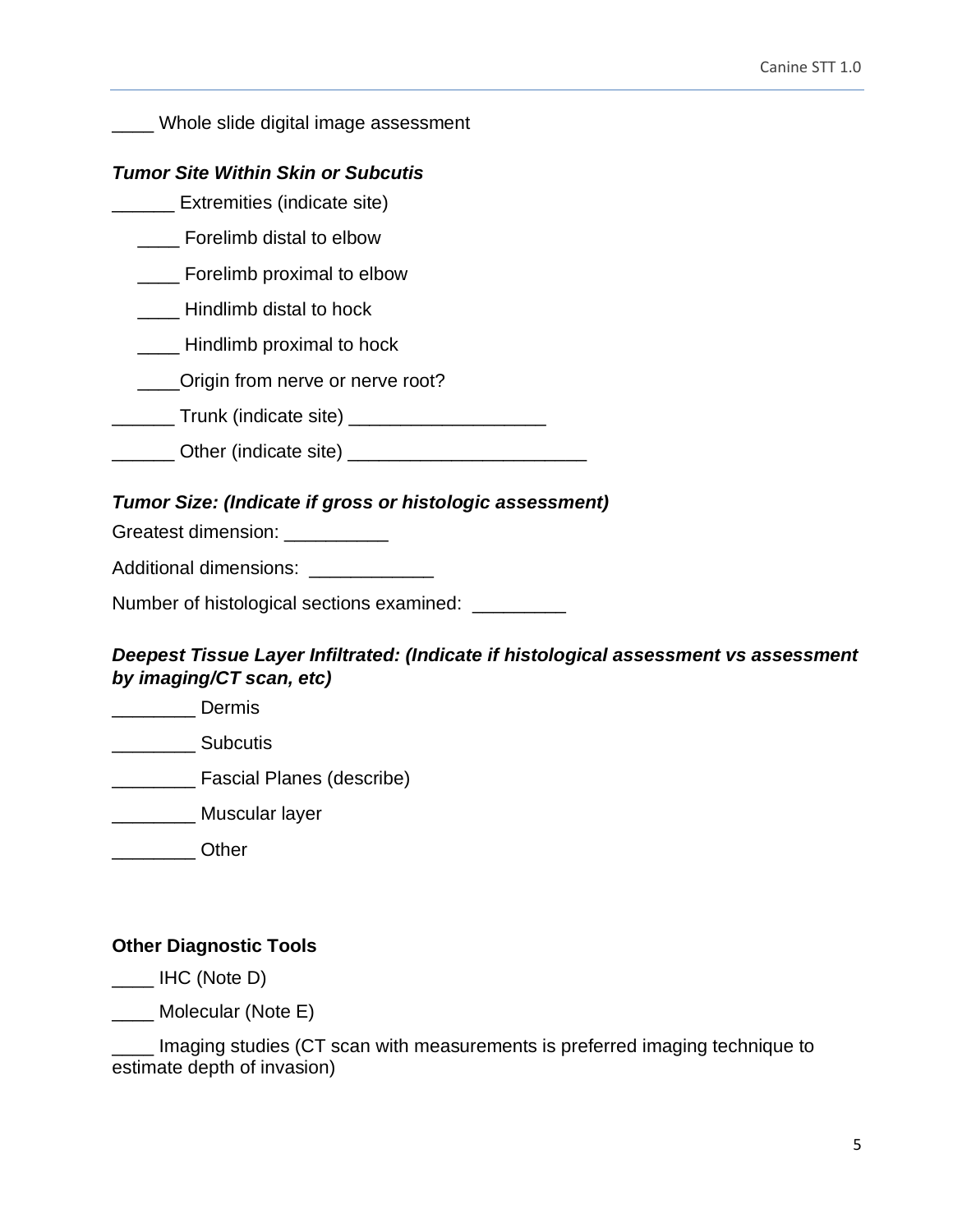____ Whole slide digital image assessment

***Tumor Site Within Skin or Subcutis***

______ Extremities (indicate site)

- ____ Forelimb distal to elbow
- ____ Forelimb proximal to elbow
- ____ Hindlimb distal to hock
- ____ Hindlimb proximal to hock
- ____Origin from nerve or nerve root?

______ Trunk (indicate site) ___________________

______ Other (indicate site) _______________________

***Tumor Size: (Indicate if gross or histologic assessment)***

Greatest dimension: __________

Additional dimensions: ____________

Number of histological sections examined: _________

***Deepest Tissue Layer Infiltrated: (Indicate if histological assessment vs assessment by imaging/CT scan, etc)***

________ Dermis

________ Subcutis

________ Fascial Planes (describe)

________ Muscular layer

________ Other

**Other Diagnostic Tools**

____ IHC (Note D)

____ Molecular (Note E)

____ Imaging studies (CT scan with measurements is preferred imaging technique to estimate depth of invasion)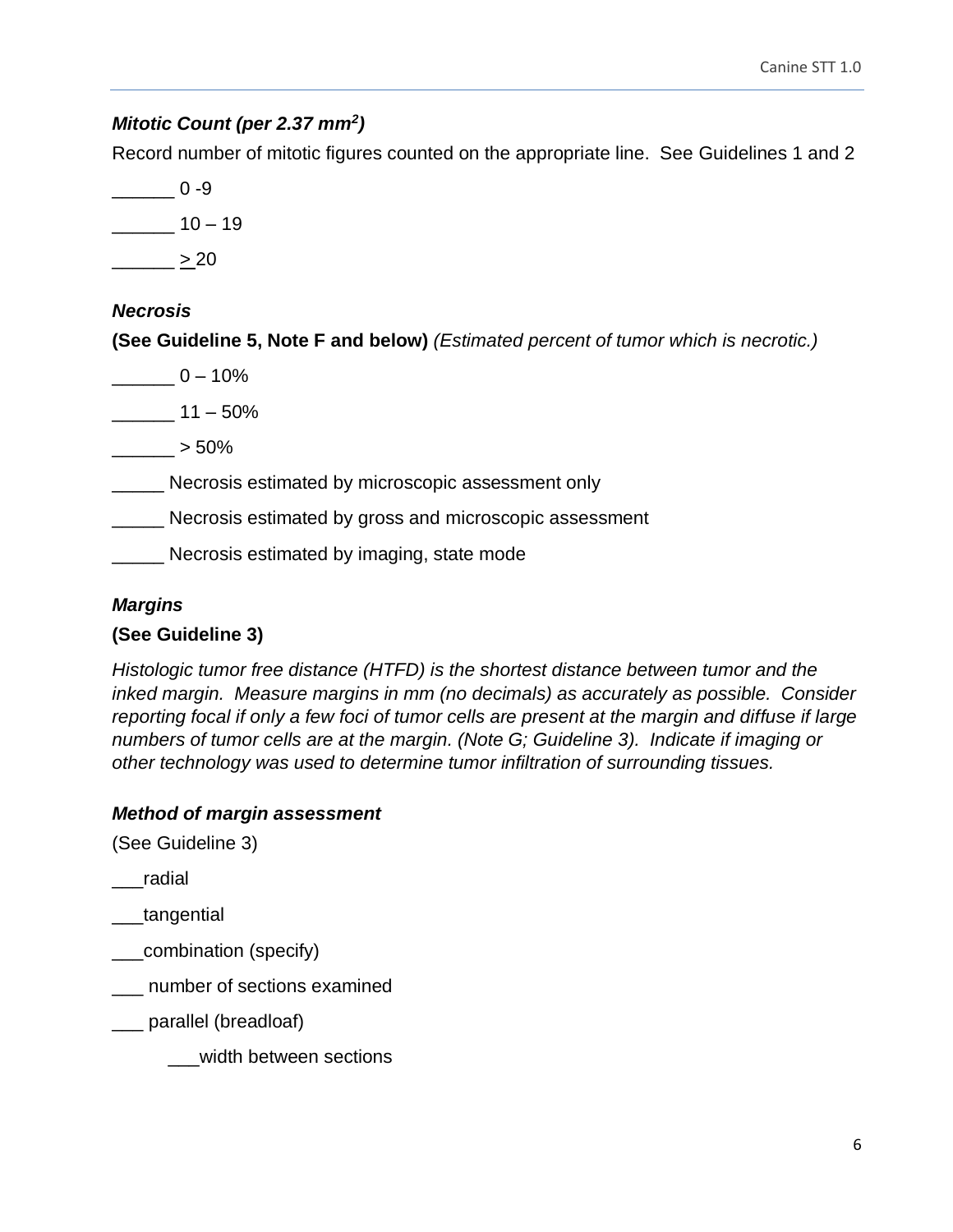### *Mitotic Count (per 2.37 mm$^2$)*

Record number of mitotic figures counted on the appropriate line. See Guidelines 1 and 2

______ 0 -9

______ 10 – 19

______ ≥ 20

### *Necrosis*

**(See Guideline 5, Note F and below)** *(Estimated percent of tumor which is necrotic.)*

______ 0 – 10%

______ 11 – 50%

______ > 50%

_____ Necrosis estimated by microscopic assessment only

_____ Necrosis estimated by gross and microscopic assessment

_____ Necrosis estimated by imaging, state mode

### *Margins*

**(See Guideline 3)**

*Histologic tumor free distance (HTFD) is the shortest distance between tumor and the inked margin. Measure margins in mm (no decimals) as accurately as possible. Consider reporting focal if only a few foci of tumor cells are present at the margin and diffuse if large numbers of tumor cells are at the margin. (Note G; Guideline 3). Indicate if imaging or other technology was used to determine tumor infiltration of surrounding tissues.*

### *Method of margin assessment*

(See Guideline 3)

___radial

___tangential

___combination (specify)

___ number of sections examined

___ parallel (breadloaf)

&nbsp;&nbsp;&nbsp;&nbsp;___width between sections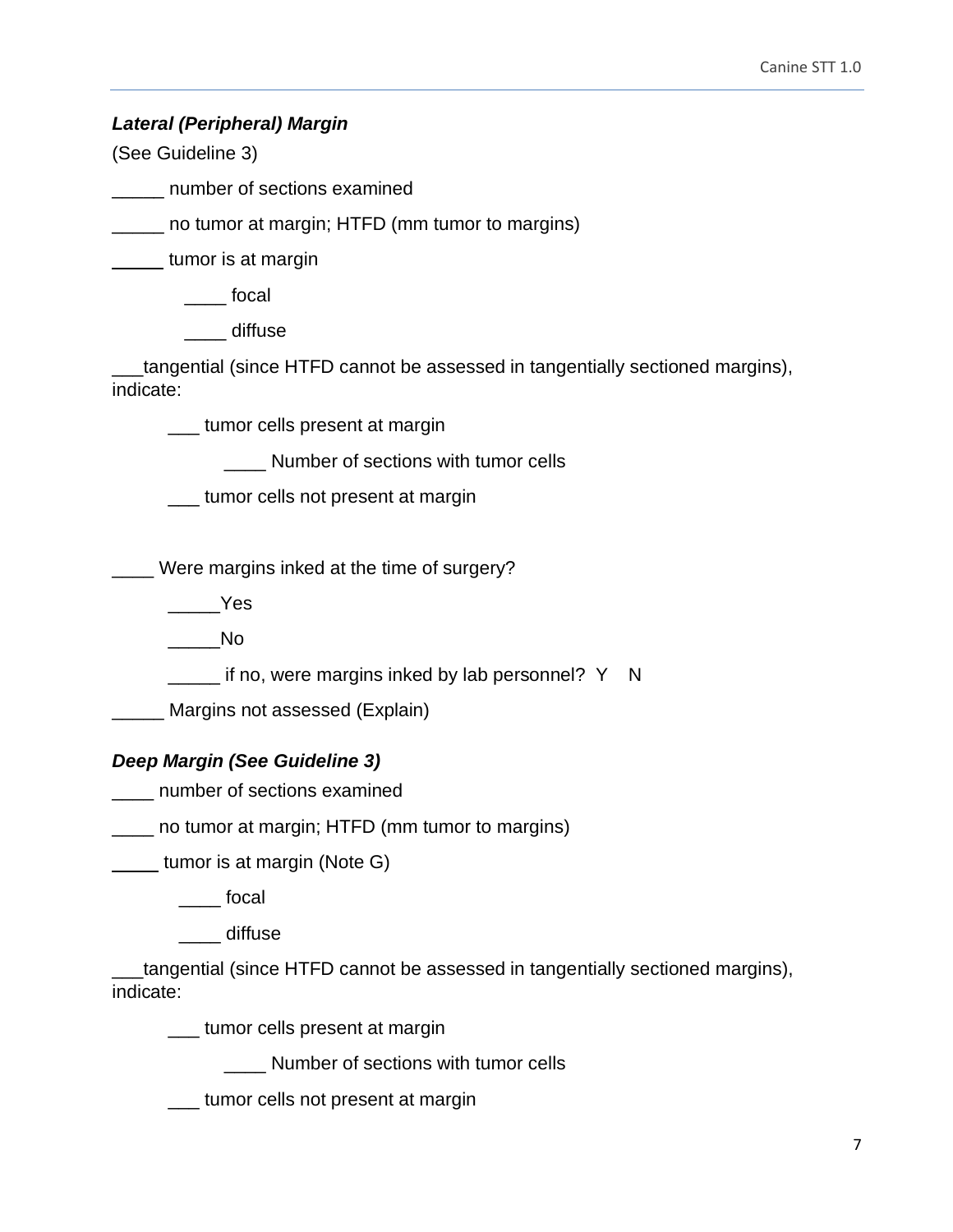***Lateral (Peripheral) Margin***

(See Guideline 3)

_____ number of sections examined

_____ no tumor at margin; HTFD (mm tumor to margins)

_____ tumor is at margin

    ____ focal

    ____ diffuse

___tangential (since HTFD cannot be assessed in tangentially sectioned margins), indicate:

    ___ tumor cells present at margin

        ____ Number of sections with tumor cells

    ___ tumor cells not present at margin

____ Were margins inked at the time of surgery?

    _____Yes

    _____No

    _____ if no, were margins inked by lab personnel?  Y    N

_____ Margins not assessed (Explain)

***Deep Margin (See Guideline 3)***

____ number of sections examined

____ no tumor at margin; HTFD (mm tumor to margins)

_____ tumor is at margin (Note G)

    ____ focal

    ____ diffuse

___tangential (since HTFD cannot be assessed in tangentially sectioned margins), indicate:

    ___ tumor cells present at margin

        ____ Number of sections with tumor cells

    ___ tumor cells not present at margin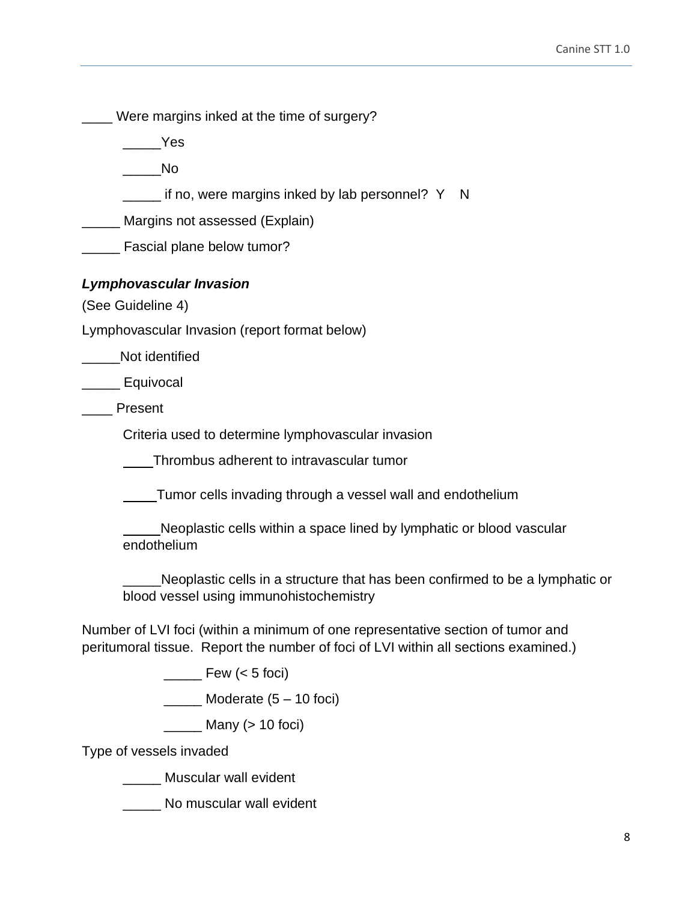____ Were margins inked at the time of surgery?

_____Yes

_____No

_____ if no, were margins inked by lab personnel?  Y    N

_____ Margins not assessed (Explain)

_____ Fascial plane below tumor?

***Lymphovascular Invasion***

(See Guideline 4)

Lymphovascular Invasion (report format below)

_____Not identified

_____ Equivocal

____ Present

Criteria used to determine lymphovascular invasion

____Thrombus adherent to intravascular tumor

_____Tumor cells invading through a vessel wall and endothelium

_____Neoplastic cells within a space lined by lymphatic or blood vascular endothelium

_____Neoplastic cells in a structure that has been confirmed to be a lymphatic or blood vessel using immunohistochemistry

Number of LVI foci (within a minimum of one representative section of tumor and peritumoral tissue.  Report the number of foci of LVI within all sections examined.)

_____ Few (< 5 foci)

_____ Moderate (5 – 10 foci)

_____ Many (> 10 foci)

Type of vessels invaded

_____ Muscular wall evident

_____ No muscular wall evident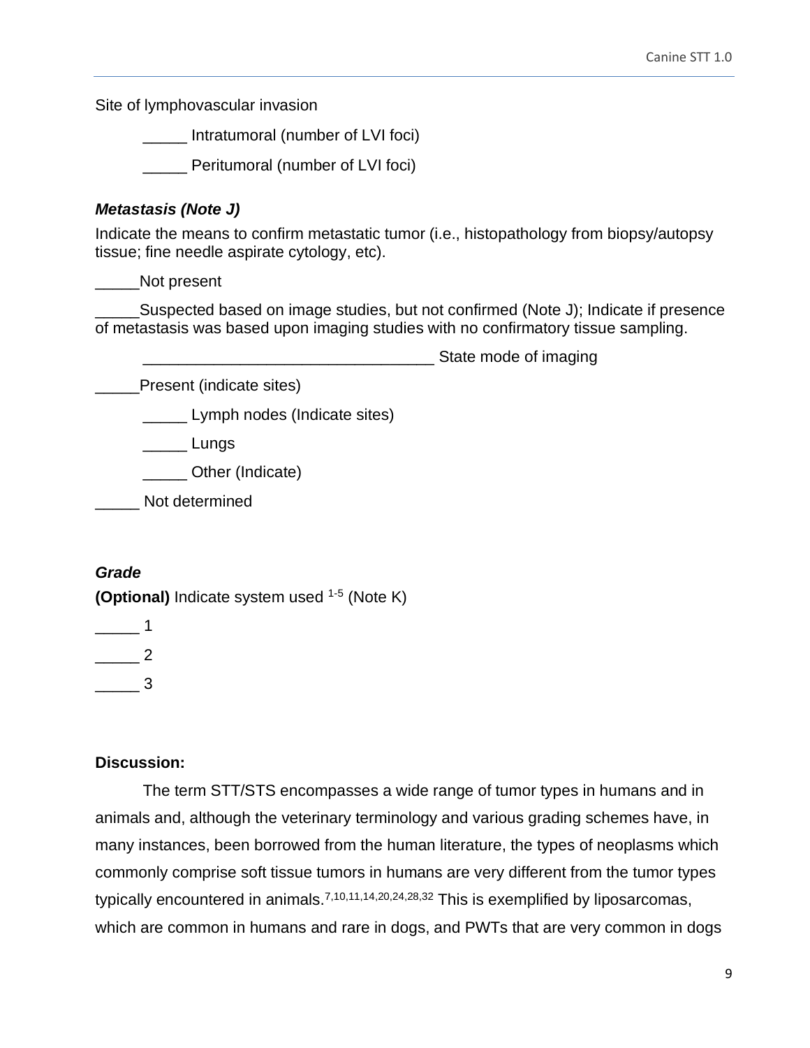Site of lymphovascular invasion

_____ Intratumoral (number of LVI foci)

_____ Peritumoral (number of LVI foci)

***Metastasis (Note J)***

Indicate the means to confirm metastatic tumor (i.e., histopathology from biopsy/autopsy tissue; fine needle aspirate cytology, etc).

_____Not present

_____Suspected based on image studies, but not confirmed (Note J); Indicate if presence of metastasis was based upon imaging studies with no confirmatory tissue sampling.

_________________________________ State mode of imaging

_____Present (indicate sites)

_____ Lymph nodes (Indicate sites)

_____ Lungs

_____ Other (Indicate)

_____ Not determined

***Grade***

**(Optional)** Indicate system used [1-5] (Note K)

_____ 1

_____ 2

_____ 3

**Discussion:**

The term STT/STS encompasses a wide range of tumor types in humans and in animals and, although the veterinary terminology and various grading schemes have, in many instances, been borrowed from the human literature, the types of neoplasms which commonly comprise soft tissue tumors in humans are very different from the tumor types typically encountered in animals.[7,10,11,14,20,24,28,32] This is exemplified by liposarcomas, which are common in humans and rare in dogs, and PWTs that are very common in dogs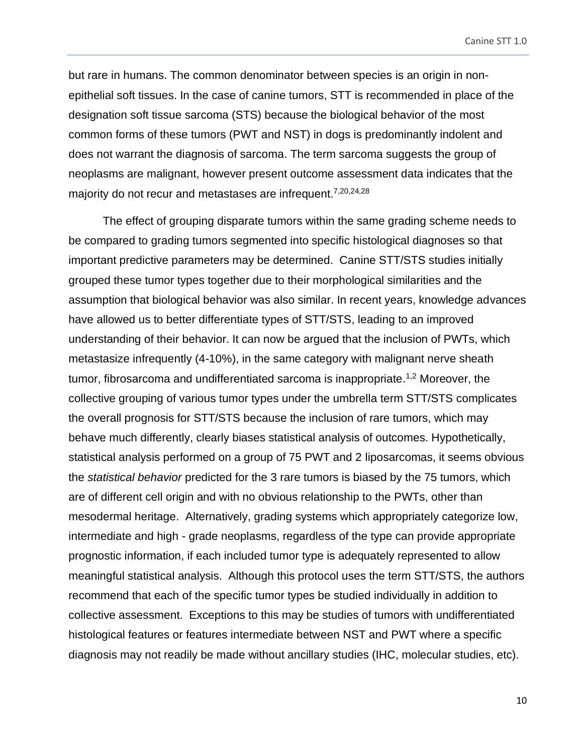but rare in humans. The common denominator between species is an origin in non-epithelial soft tissues. In the case of canine tumors, STT is recommended in place of the designation soft tissue sarcoma (STS) because the biological behavior of the most common forms of these tumors (PWT and NST) in dogs is predominantly indolent and does not warrant the diagnosis of sarcoma. The term sarcoma suggests the group of neoplasms are malignant, however present outcome assessment data indicates that the majority do not recur and metastases are infrequent.[7,20,24,28]

The effect of grouping disparate tumors within the same grading scheme needs to be compared to grading tumors segmented into specific histological diagnoses so that important predictive parameters may be determined. Canine STT/STS studies initially grouped these tumor types together due to their morphological similarities and the assumption that biological behavior was also similar. In recent years, knowledge advances have allowed us to better differentiate types of STT/STS, leading to an improved understanding of their behavior. It can now be argued that the inclusion of PWTs, which metastasize infrequently (4-10%), in the same category with malignant nerve sheath tumor, fibrosarcoma and undifferentiated sarcoma is inappropriate.[1,2] Moreover, the collective grouping of various tumor types under the umbrella term STT/STS complicates the overall prognosis for STT/STS because the inclusion of rare tumors, which may behave much differently, clearly biases statistical analysis of outcomes. Hypothetically, statistical analysis performed on a group of 75 PWT and 2 liposarcomas, it seems obvious the *statistical behavior* predicted for the 3 rare tumors is biased by the 75 tumors, which are of different cell origin and with no obvious relationship to the PWTs, other than mesodermal heritage. Alternatively, grading systems which appropriately categorize low, intermediate and high - grade neoplasms, regardless of the type can provide appropriate prognostic information, if each included tumor type is adequately represented to allow meaningful statistical analysis. Although this protocol uses the term STT/STS, the authors recommend that each of the specific tumor types be studied individually in addition to collective assessment. Exceptions to this may be studies of tumors with undifferentiated histological features or features intermediate between NST and PWT where a specific diagnosis may not readily be made without ancillary studies (IHC, molecular studies, etc).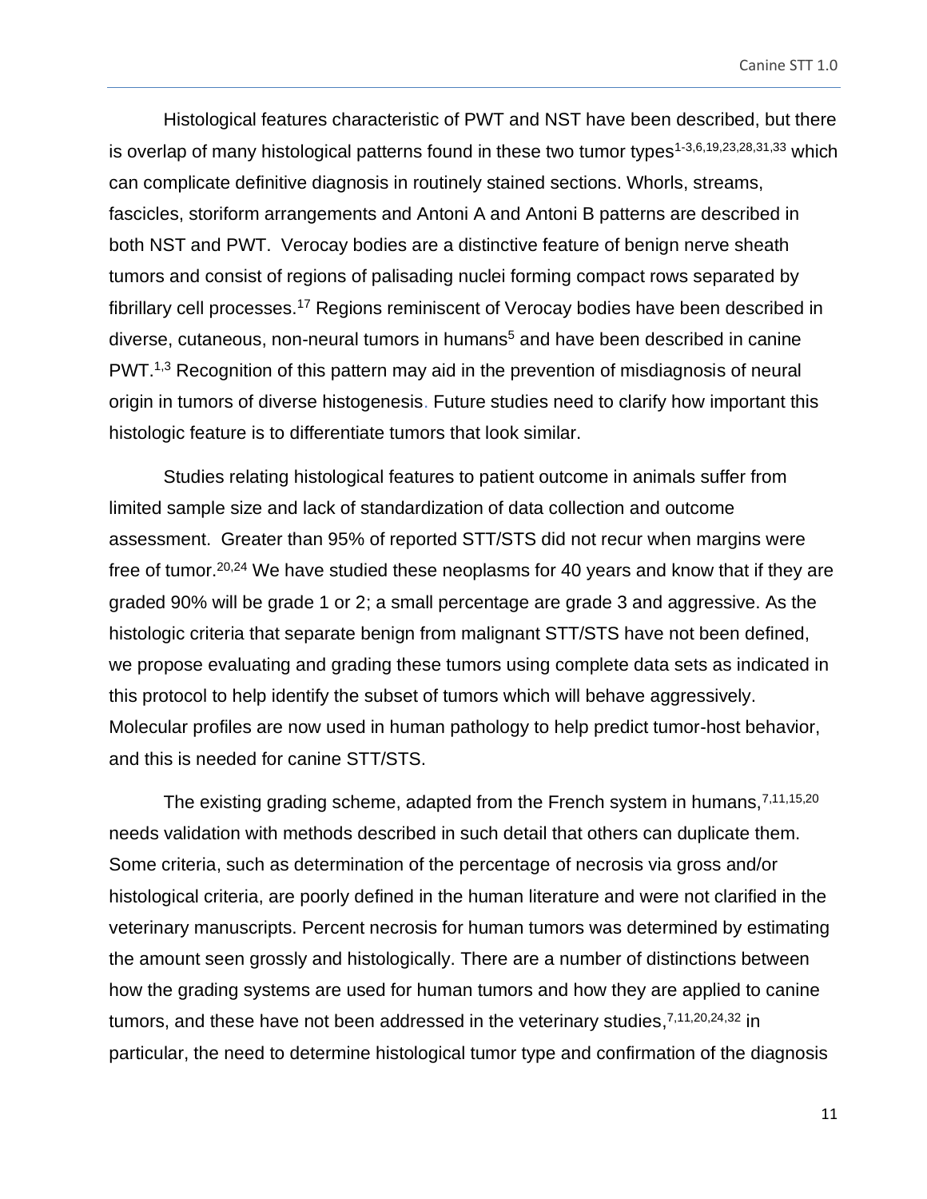Histological features characteristic of PWT and NST have been described, but there is overlap of many histological patterns found in these two tumor types[1-3,6,19,23,28,31,33] which can complicate definitive diagnosis in routinely stained sections. Whorls, streams, fascicles, storiform arrangements and Antoni A and Antoni B patterns are described in both NST and PWT. Verocay bodies are a distinctive feature of benign nerve sheath tumors and consist of regions of palisading nuclei forming compact rows separated by fibrillary cell processes.[17] Regions reminiscent of Verocay bodies have been described in diverse, cutaneous, non-neural tumors in humans[5] and have been described in canine PWT.[1,3] Recognition of this pattern may aid in the prevention of misdiagnosis of neural origin in tumors of diverse histogenesis. Future studies need to clarify how important this histologic feature is to differentiate tumors that look similar.

Studies relating histological features to patient outcome in animals suffer from limited sample size and lack of standardization of data collection and outcome assessment. Greater than 95% of reported STT/STS did not recur when margins were free of tumor.[20,24] We have studied these neoplasms for 40 years and know that if they are graded 90% will be grade 1 or 2; a small percentage are grade 3 and aggressive. As the histologic criteria that separate benign from malignant STT/STS have not been defined, we propose evaluating and grading these tumors using complete data sets as indicated in this protocol to help identify the subset of tumors which will behave aggressively. Molecular profiles are now used in human pathology to help predict tumor-host behavior, and this is needed for canine STT/STS.

The existing grading scheme, adapted from the French system in humans,[7,11,15,20] needs validation with methods described in such detail that others can duplicate them. Some criteria, such as determination of the percentage of necrosis via gross and/or histological criteria, are poorly defined in the human literature and were not clarified in the veterinary manuscripts. Percent necrosis for human tumors was determined by estimating the amount seen grossly and histologically. There are a number of distinctions between how the grading systems are used for human tumors and how they are applied to canine tumors, and these have not been addressed in the veterinary studies,[7,11,20,24,32] in particular, the need to determine histological tumor type and confirmation of the diagnosis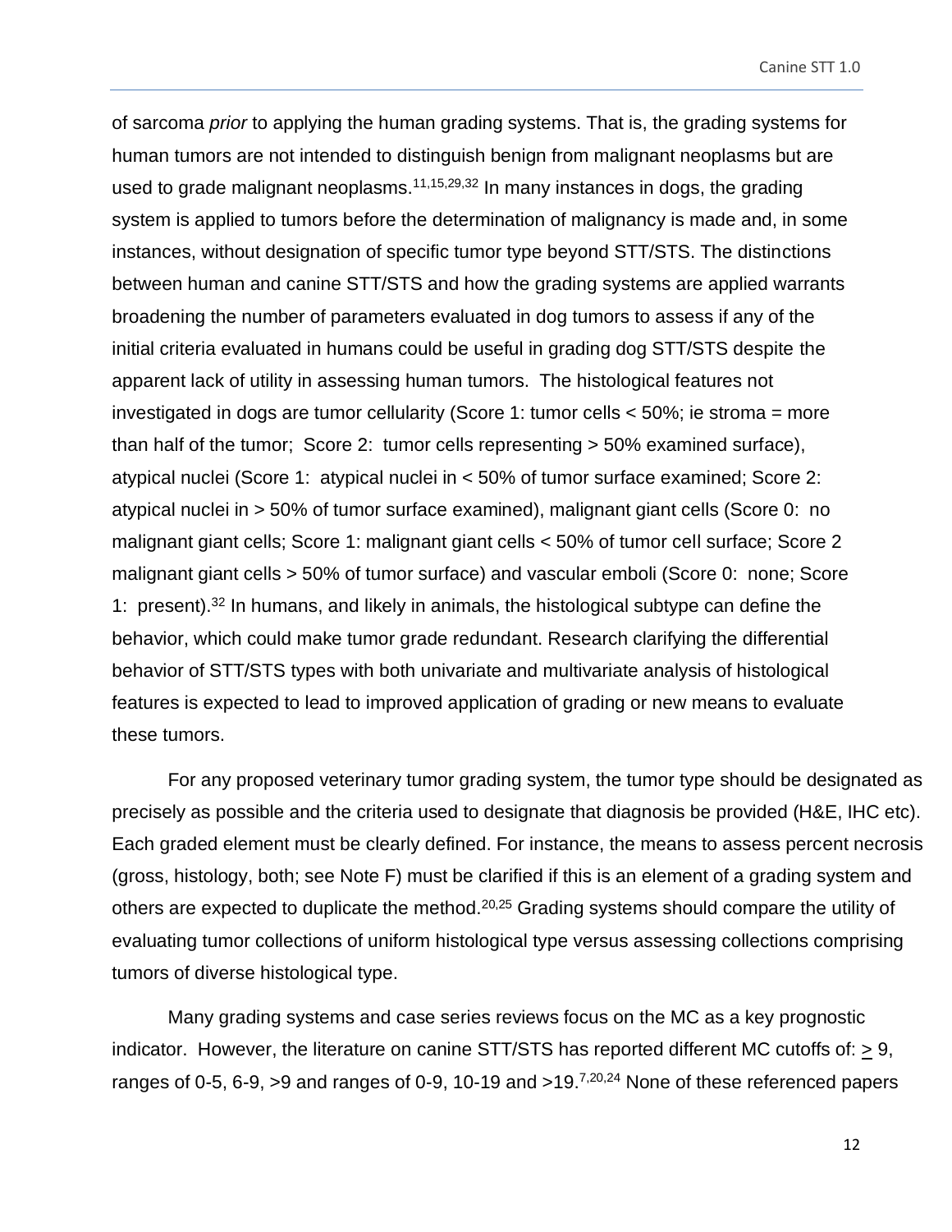of sarcoma *prior* to applying the human grading systems. That is, the grading systems for human tumors are not intended to distinguish benign from malignant neoplasms but are used to grade malignant neoplasms.[11,15,29,32] In many instances in dogs, the grading system is applied to tumors before the determination of malignancy is made and, in some instances, without designation of specific tumor type beyond STT/STS. The distinctions between human and canine STT/STS and how the grading systems are applied warrants broadening the number of parameters evaluated in dog tumors to assess if any of the initial criteria evaluated in humans could be useful in grading dog STT/STS despite the apparent lack of utility in assessing human tumors. The histological features not investigated in dogs are tumor cellularity (Score 1: tumor cells < 50%; ie stroma = more than half of the tumor; Score 2: tumor cells representing > 50% examined surface), atypical nuclei (Score 1: atypical nuclei in < 50% of tumor surface examined; Score 2: atypical nuclei in > 50% of tumor surface examined), malignant giant cells (Score 0: no malignant giant cells; Score 1: malignant giant cells < 50% of tumor cell surface; Score 2 malignant giant cells > 50% of tumor surface) and vascular emboli (Score 0: none; Score 1: present).[32] In humans, and likely in animals, the histological subtype can define the behavior, which could make tumor grade redundant. Research clarifying the differential behavior of STT/STS types with both univariate and multivariate analysis of histological features is expected to lead to improved application of grading or new means to evaluate these tumors.

For any proposed veterinary tumor grading system, the tumor type should be designated as precisely as possible and the criteria used to designate that diagnosis be provided (H&E, IHC etc). Each graded element must be clearly defined. For instance, the means to assess percent necrosis (gross, histology, both; see Note F) must be clarified if this is an element of a grading system and others are expected to duplicate the method.[20,25] Grading systems should compare the utility of evaluating tumor collections of uniform histological type versus assessing collections comprising tumors of diverse histological type.

Many grading systems and case series reviews focus on the MC as a key prognostic indicator. However, the literature on canine STT/STS has reported different MC cutoffs of: $\geq$ 9, ranges of 0-5, 6-9, >9 and ranges of 0-9, 10-19 and >19.[7,20,24] None of these referenced papers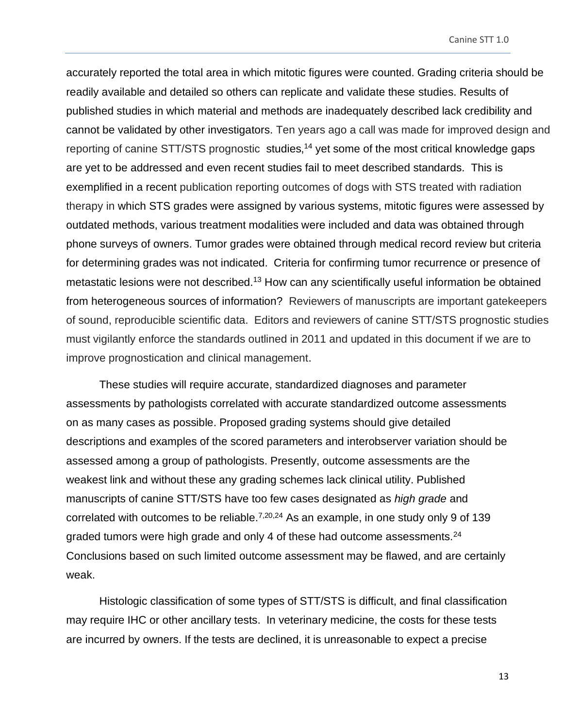accurately reported the total area in which mitotic figures were counted. Grading criteria should be readily available and detailed so others can replicate and validate these studies. Results of published studies in which material and methods are inadequately described lack credibility and cannot be validated by other investigators. Ten years ago a call was made for improved design and reporting of canine STT/STS prognostic studies,[14] yet some of the most critical knowledge gaps are yet to be addressed and even recent studies fail to meet described standards. This is exemplified in a recent publication reporting outcomes of dogs with STS treated with radiation therapy in which STS grades were assigned by various systems, mitotic figures were assessed by outdated methods, various treatment modalities were included and data was obtained through phone surveys of owners. Tumor grades were obtained through medical record review but criteria for determining grades was not indicated. Criteria for confirming tumor recurrence or presence of metastatic lesions were not described.[13] How can any scientifically useful information be obtained from heterogeneous sources of information? Reviewers of manuscripts are important gatekeepers of sound, reproducible scientific data. Editors and reviewers of canine STT/STS prognostic studies must vigilantly enforce the standards outlined in 2011 and updated in this document if we are to improve prognostication and clinical management.

These studies will require accurate, standardized diagnoses and parameter assessments by pathologists correlated with accurate standardized outcome assessments on as many cases as possible. Proposed grading systems should give detailed descriptions and examples of the scored parameters and interobserver variation should be assessed among a group of pathologists. Presently, outcome assessments are the weakest link and without these any grading schemes lack clinical utility. Published manuscripts of canine STT/STS have too few cases designated as *high grade* and correlated with outcomes to be reliable.[7,20,24] As an example, in one study only 9 of 139 graded tumors were high grade and only 4 of these had outcome assessments.[24] Conclusions based on such limited outcome assessment may be flawed, and are certainly weak.

Histologic classification of some types of STT/STS is difficult, and final classification may require IHC or other ancillary tests. In veterinary medicine, the costs for these tests are incurred by owners. If the tests are declined, it is unreasonable to expect a precise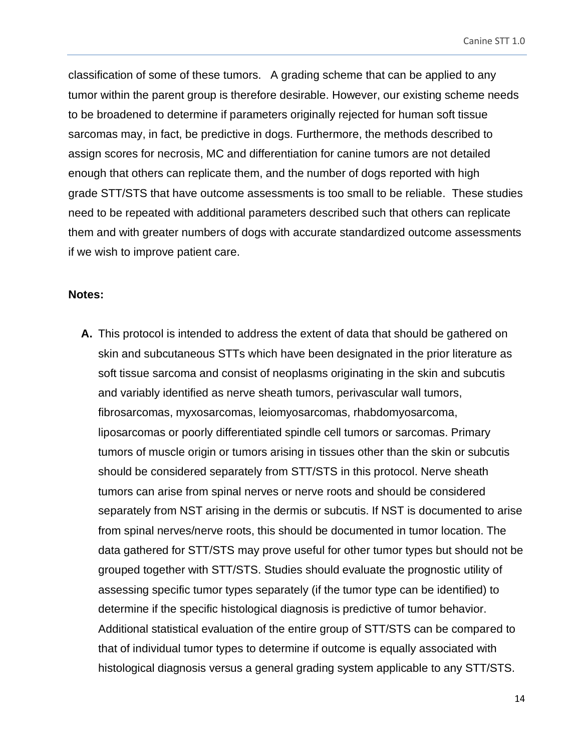classification of some of these tumors. A grading scheme that can be applied to any tumor within the parent group is therefore desirable. However, our existing scheme needs to be broadened to determine if parameters originally rejected for human soft tissue sarcomas may, in fact, be predictive in dogs. Furthermore, the methods described to assign scores for necrosis, MC and differentiation for canine tumors are not detailed enough that others can replicate them, and the number of dogs reported with high grade STT/STS that have outcome assessments is too small to be reliable. These studies need to be repeated with additional parameters described such that others can replicate them and with greater numbers of dogs with accurate standardized outcome assessments if we wish to improve patient care.

**Notes:**

**A.** This protocol is intended to address the extent of data that should be gathered on skin and subcutaneous STTs which have been designated in the prior literature as soft tissue sarcoma and consist of neoplasms originating in the skin and subcutis and variably identified as nerve sheath tumors, perivascular wall tumors, fibrosarcomas, myxosarcomas, leiomyosarcomas, rhabdomyosarcoma, liposarcomas or poorly differentiated spindle cell tumors or sarcomas. Primary tumors of muscle origin or tumors arising in tissues other than the skin or subcutis should be considered separately from STT/STS in this protocol. Nerve sheath tumors can arise from spinal nerves or nerve roots and should be considered separately from NST arising in the dermis or subcutis. If NST is documented to arise from spinal nerves/nerve roots, this should be documented in tumor location. The data gathered for STT/STS may prove useful for other tumor types but should not be grouped together with STT/STS. Studies should evaluate the prognostic utility of assessing specific tumor types separately (if the tumor type can be identified) to determine if the specific histological diagnosis is predictive of tumor behavior. Additional statistical evaluation of the entire group of STT/STS can be compared to that of individual tumor types to determine if outcome is equally associated with histological diagnosis versus a general grading system applicable to any STT/STS.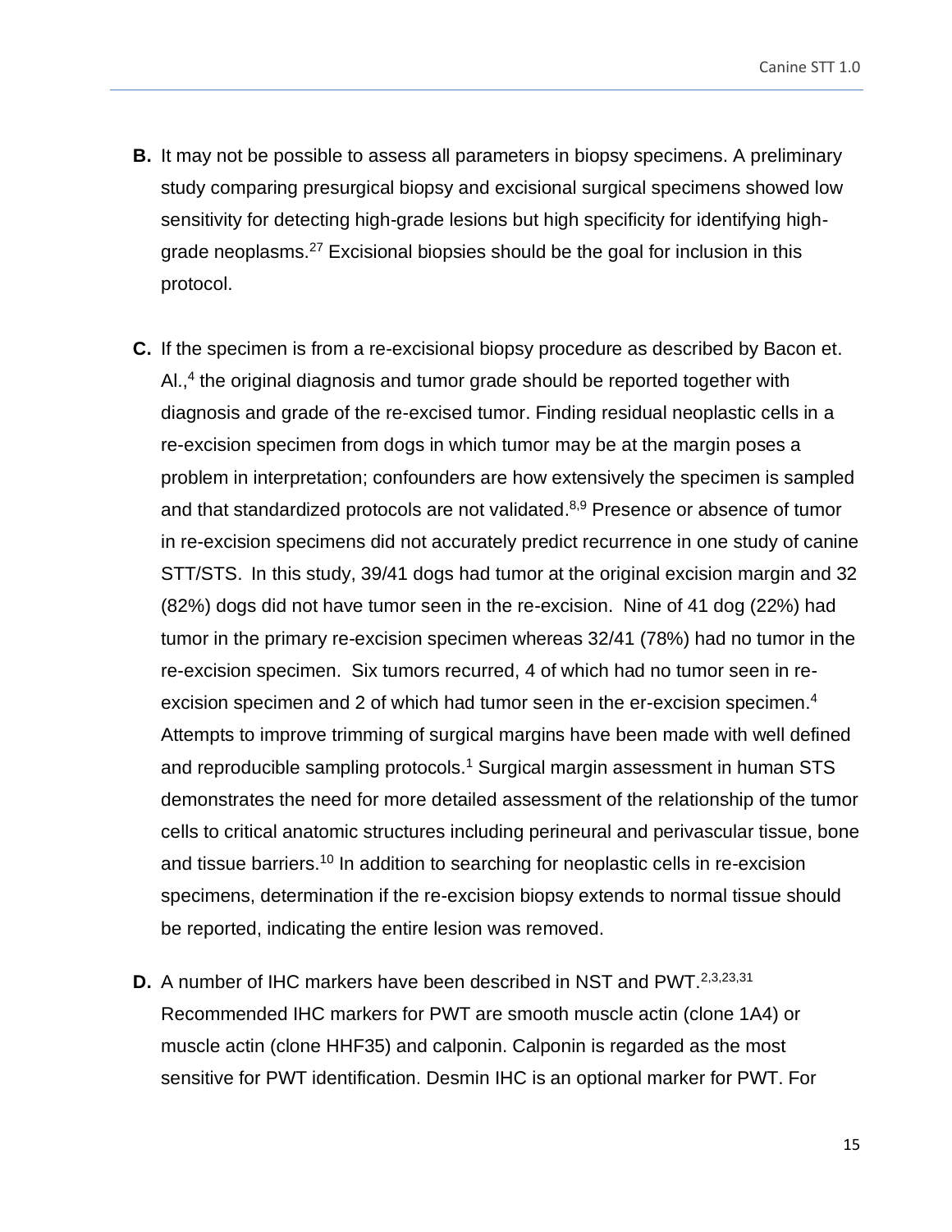**B.** It may not be possible to assess all parameters in biopsy specimens. A preliminary study comparing presurgical biopsy and excisional surgical specimens showed low sensitivity for detecting high-grade lesions but high specificity for identifying high-grade neoplasms.[27] Excisional biopsies should be the goal for inclusion in this protocol.

**C.** If the specimen is from a re-excisional biopsy procedure as described by Bacon et. Al.,[4] the original diagnosis and tumor grade should be reported together with diagnosis and grade of the re-excised tumor. Finding residual neoplastic cells in a re-excision specimen from dogs in which tumor may be at the margin poses a problem in interpretation; confounders are how extensively the specimen is sampled and that standardized protocols are not validated.[8,9] Presence or absence of tumor in re-excision specimens did not accurately predict recurrence in one study of canine STT/STS. In this study, 39/41 dogs had tumor at the original excision margin and 32 (82%) dogs did not have tumor seen in the re-excision. Nine of 41 dog (22%) had tumor in the primary re-excision specimen whereas 32/41 (78%) had no tumor in the re-excision specimen. Six tumors recurred, 4 of which had no tumor seen in re-excision specimen and 2 of which had tumor seen in the er-excision specimen.[4] Attempts to improve trimming of surgical margins have been made with well defined and reproducible sampling protocols.[1] Surgical margin assessment in human STS demonstrates the need for more detailed assessment of the relationship of the tumor cells to critical anatomic structures including perineural and perivascular tissue, bone and tissue barriers.[10] In addition to searching for neoplastic cells in re-excision specimens, determination if the re-excision biopsy extends to normal tissue should be reported, indicating the entire lesion was removed.

**D.** A number of IHC markers have been described in NST and PWT.[2,3,23,31] Recommended IHC markers for PWT are smooth muscle actin (clone 1A4) or muscle actin (clone HHF35) and calponin. Calponin is regarded as the most sensitive for PWT identification. Desmin IHC is an optional marker for PWT. For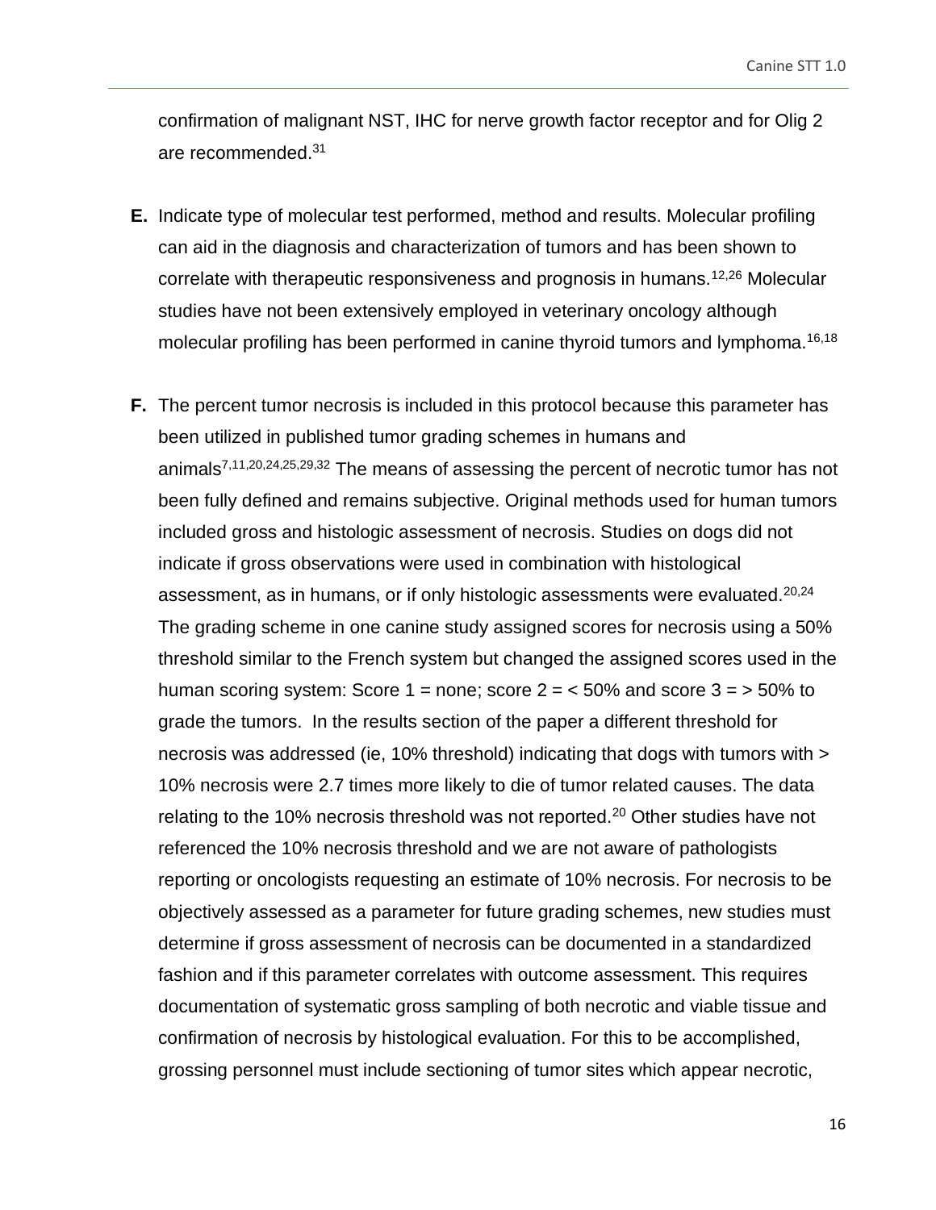confirmation of malignant NST, IHC for nerve growth factor receptor and for Olig 2 are recommended.[31]

**E.** Indicate type of molecular test performed, method and results. Molecular profiling can aid in the diagnosis and characterization of tumors and has been shown to correlate with therapeutic responsiveness and prognosis in humans.[12,26] Molecular studies have not been extensively employed in veterinary oncology although molecular profiling has been performed in canine thyroid tumors and lymphoma.[16,18]

**F.** The percent tumor necrosis is included in this protocol because this parameter has been utilized in published tumor grading schemes in humans and animals[7,11,20,24,25,29,32] The means of assessing the percent of necrotic tumor has not been fully defined and remains subjective. Original methods used for human tumors included gross and histologic assessment of necrosis. Studies on dogs did not indicate if gross observations were used in combination with histological assessment, as in humans, or if only histologic assessments were evaluated.[20,24] The grading scheme in one canine study assigned scores for necrosis using a 50% threshold similar to the French system but changed the assigned scores used in the human scoring system: Score 1 = none; score 2 = < 50% and score 3 = > 50% to grade the tumors. In the results section of the paper a different threshold for necrosis was addressed (ie, 10% threshold) indicating that dogs with tumors with > 10% necrosis were 2.7 times more likely to die of tumor related causes. The data relating to the 10% necrosis threshold was not reported.[20] Other studies have not referenced the 10% necrosis threshold and we are not aware of pathologists reporting or oncologists requesting an estimate of 10% necrosis. For necrosis to be objectively assessed as a parameter for future grading schemes, new studies must determine if gross assessment of necrosis can be documented in a standardized fashion and if this parameter correlates with outcome assessment. This requires documentation of systematic gross sampling of both necrotic and viable tissue and confirmation of necrosis by histological evaluation. For this to be accomplished, grossing personnel must include sectioning of tumor sites which appear necrotic,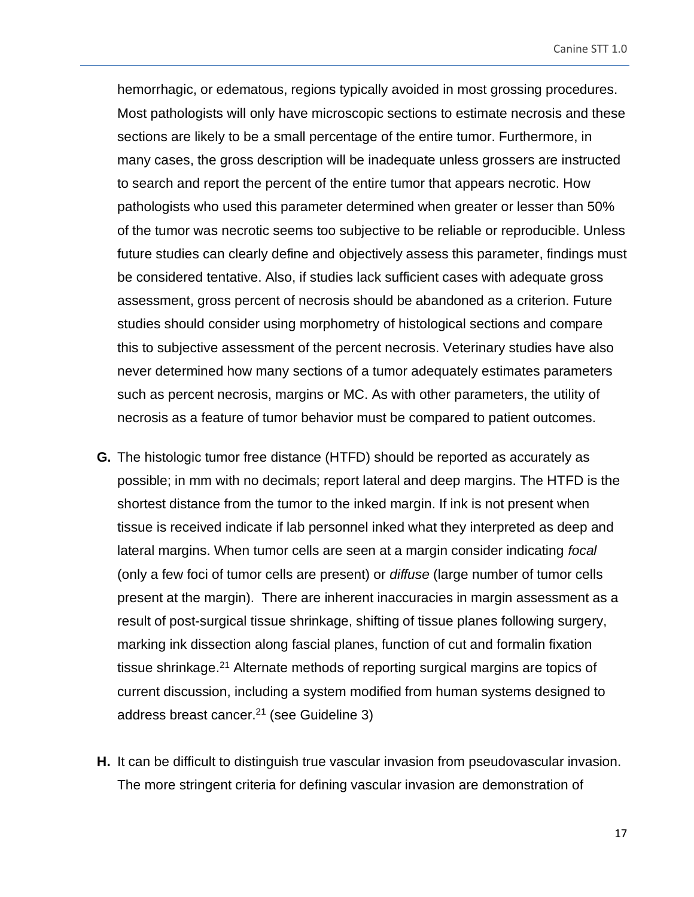hemorrhagic, or edematous, regions typically avoided in most grossing procedures. Most pathologists will only have microscopic sections to estimate necrosis and these sections are likely to be a small percentage of the entire tumor. Furthermore, in many cases, the gross description will be inadequate unless grossers are instructed to search and report the percent of the entire tumor that appears necrotic. How pathologists who used this parameter determined when greater or lesser than 50% of the tumor was necrotic seems too subjective to be reliable or reproducible. Unless future studies can clearly define and objectively assess this parameter, findings must be considered tentative. Also, if studies lack sufficient cases with adequate gross assessment, gross percent of necrosis should be abandoned as a criterion. Future studies should consider using morphometry of histological sections and compare this to subjective assessment of the percent necrosis. Veterinary studies have also never determined how many sections of a tumor adequately estimates parameters such as percent necrosis, margins or MC. As with other parameters, the utility of necrosis as a feature of tumor behavior must be compared to patient outcomes.

**G.** The histologic tumor free distance (HTFD) should be reported as accurately as possible; in mm with no decimals; report lateral and deep margins. The HTFD is the shortest distance from the tumor to the inked margin. If ink is not present when tissue is received indicate if lab personnel inked what they interpreted as deep and lateral margins. When tumor cells are seen at a margin consider indicating *focal* (only a few foci of tumor cells are present) or *diffuse* (large number of tumor cells present at the margin). There are inherent inaccuracies in margin assessment as a result of post-surgical tissue shrinkage, shifting of tissue planes following surgery, marking ink dissection along fascial planes, function of cut and formalin fixation tissue shrinkage.[21] Alternate methods of reporting surgical margins are topics of current discussion, including a system modified from human systems designed to address breast cancer.[21] (see Guideline 3)

**H.** It can be difficult to distinguish true vascular invasion from pseudovascular invasion. The more stringent criteria for defining vascular invasion are demonstration of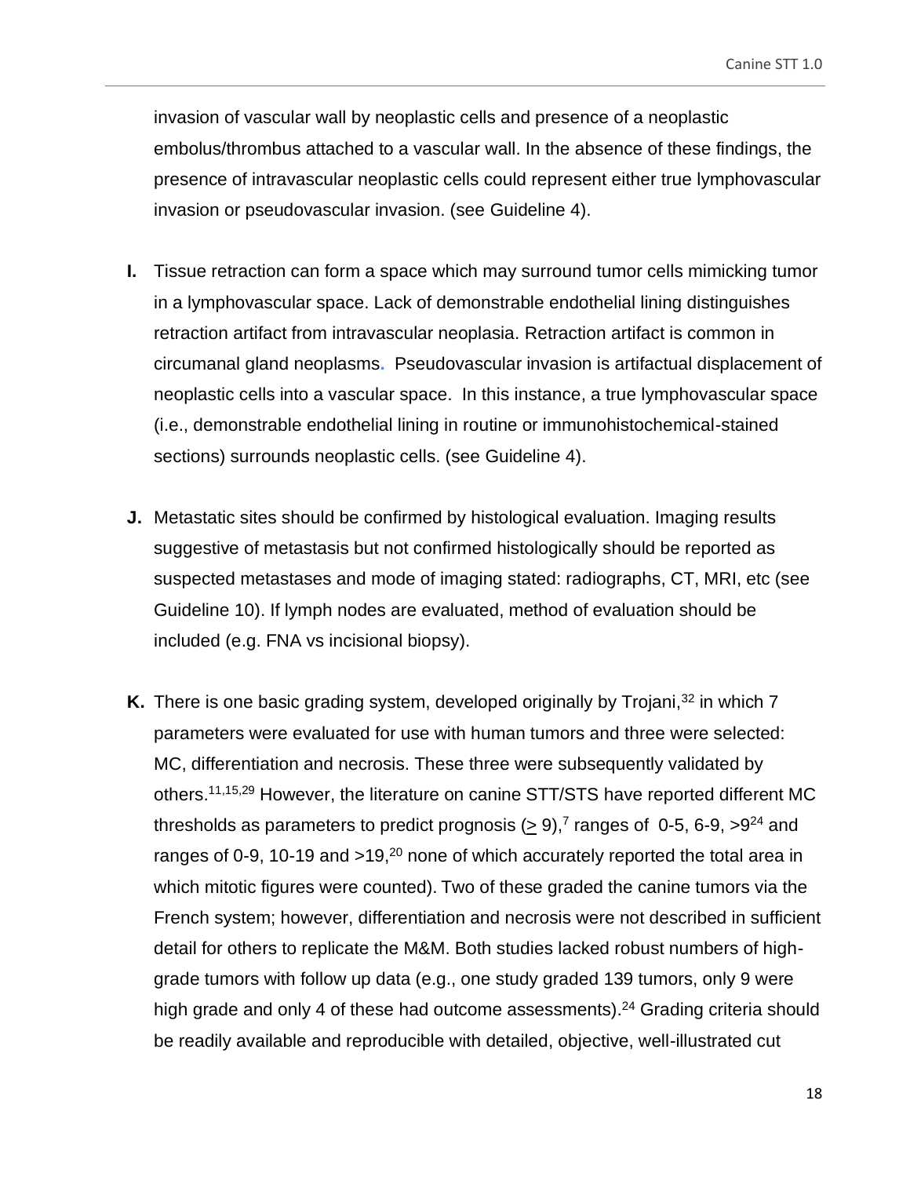invasion of vascular wall by neoplastic cells and presence of a neoplastic embolus/thrombus attached to a vascular wall. In the absence of these findings, the presence of intravascular neoplastic cells could represent either true lymphovascular invasion or pseudovascular invasion. (see Guideline 4).

**I.** Tissue retraction can form a space which may surround tumor cells mimicking tumor in a lymphovascular space. Lack of demonstrable endothelial lining distinguishes retraction artifact from intravascular neoplasia. Retraction artifact is common in circumanal gland neoplasms. Pseudovascular invasion is artifactual displacement of neoplastic cells into a vascular space. In this instance, a true lymphovascular space (i.e., demonstrable endothelial lining in routine or immunohistochemical-stained sections) surrounds neoplastic cells. (see Guideline 4).

**J.** Metastatic sites should be confirmed by histological evaluation. Imaging results suggestive of metastasis but not confirmed histologically should be reported as suspected metastases and mode of imaging stated: radiographs, CT, MRI, etc (see Guideline 10). If lymph nodes are evaluated, method of evaluation should be included (e.g. FNA vs incisional biopsy).

**K.** There is one basic grading system, developed originally by Trojani,[32] in which 7 parameters were evaluated for use with human tumors and three were selected: MC, differentiation and necrosis. These three were subsequently validated by others.[11,15,29] However, the literature on canine STT/STS have reported different MC thresholds as parameters to predict prognosis ($\geq$ 9),[7] ranges of 0-5, 6-9, >9[24] and ranges of 0-9, 10-19 and >19,[20] none of which accurately reported the total area in which mitotic figures were counted). Two of these graded the canine tumors via the French system; however, differentiation and necrosis were not described in sufficient detail for others to replicate the M&M. Both studies lacked robust numbers of high-grade tumors with follow up data (e.g., one study graded 139 tumors, only 9 were high grade and only 4 of these had outcome assessments).[24] Grading criteria should be readily available and reproducible with detailed, objective, well-illustrated cut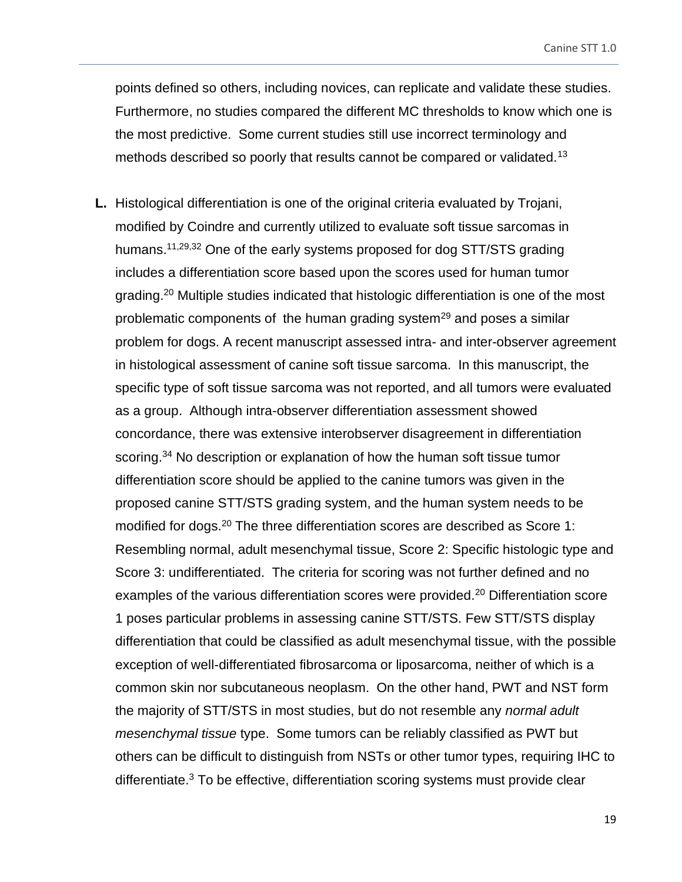points defined so others, including novices, can replicate and validate these studies. Furthermore, no studies compared the different MC thresholds to know which one is the most predictive. Some current studies still use incorrect terminology and methods described so poorly that results cannot be compared or validated.[13]

**L.** Histological differentiation is one of the original criteria evaluated by Trojani, modified by Coindre and currently utilized to evaluate soft tissue sarcomas in humans.[11,29,32] One of the early systems proposed for dog STT/STS grading includes a differentiation score based upon the scores used for human tumor grading.[20] Multiple studies indicated that histologic differentiation is one of the most problematic components of the human grading system[29] and poses a similar problem for dogs. A recent manuscript assessed intra- and inter-observer agreement in histological assessment of canine soft tissue sarcoma. In this manuscript, the specific type of soft tissue sarcoma was not reported, and all tumors were evaluated as a group. Although intra-observer differentiation assessment showed concordance, there was extensive interobserver disagreement in differentiation scoring.[34] No description or explanation of how the human soft tissue tumor differentiation score should be applied to the canine tumors was given in the proposed canine STT/STS grading system, and the human system needs to be modified for dogs.[20] The three differentiation scores are described as Score 1: Resembling normal, adult mesenchymal tissue, Score 2: Specific histologic type and Score 3: undifferentiated. The criteria for scoring was not further defined and no examples of the various differentiation scores were provided.[20] Differentiation score 1 poses particular problems in assessing canine STT/STS. Few STT/STS display differentiation that could be classified as adult mesenchymal tissue, with the possible exception of well-differentiated fibrosarcoma or liposarcoma, neither of which is a common skin nor subcutaneous neoplasm. On the other hand, PWT and NST form the majority of STT/STS in most studies, but do not resemble any *normal adult mesenchymal tissue* type. Some tumors can be reliably classified as PWT but others can be difficult to distinguish from NSTs or other tumor types, requiring IHC to differentiate.[3] To be effective, differentiation scoring systems must provide clear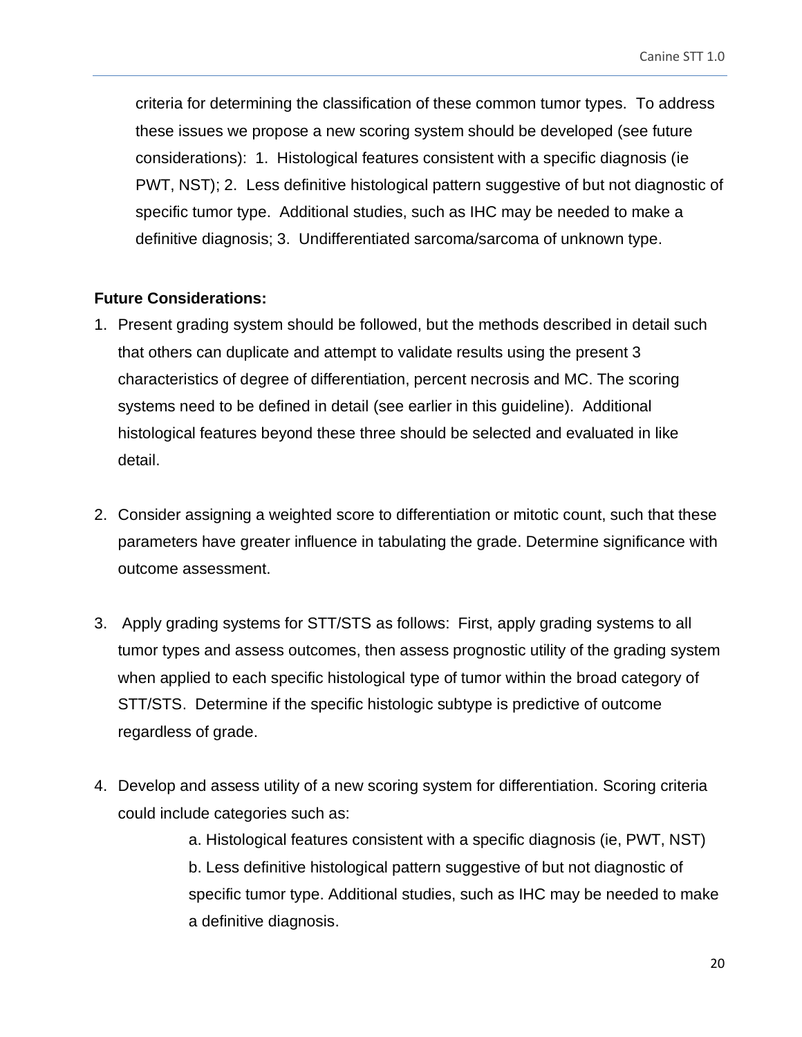criteria for determining the classification of these common tumor types. To address these issues we propose a new scoring system should be developed (see future considerations): 1. Histological features consistent with a specific diagnosis (ie PWT, NST); 2. Less definitive histological pattern suggestive of but not diagnostic of specific tumor type. Additional studies, such as IHC may be needed to make a definitive diagnosis; 3. Undifferentiated sarcoma/sarcoma of unknown type.

**Future Considerations:**

1. Present grading system should be followed, but the methods described in detail such that others can duplicate and attempt to validate results using the present 3 characteristics of degree of differentiation, percent necrosis and MC. The scoring systems need to be defined in detail (see earlier in this guideline). Additional histological features beyond these three should be selected and evaluated in like detail.

2. Consider assigning a weighted score to differentiation or mitotic count, such that these parameters have greater influence in tabulating the grade. Determine significance with outcome assessment.

3. Apply grading systems for STT/STS as follows: First, apply grading systems to all tumor types and assess outcomes, then assess prognostic utility of the grading system when applied to each specific histological type of tumor within the broad category of STT/STS. Determine if the specific histologic subtype is predictive of outcome regardless of grade.

4. Develop and assess utility of a new scoring system for differentiation. Scoring criteria could include categories such as:

   a. Histological features consistent with a specific diagnosis (ie, PWT, NST)
   
   b. Less definitive histological pattern suggestive of but not diagnostic of specific tumor type. Additional studies, such as IHC may be needed to make a definitive diagnosis.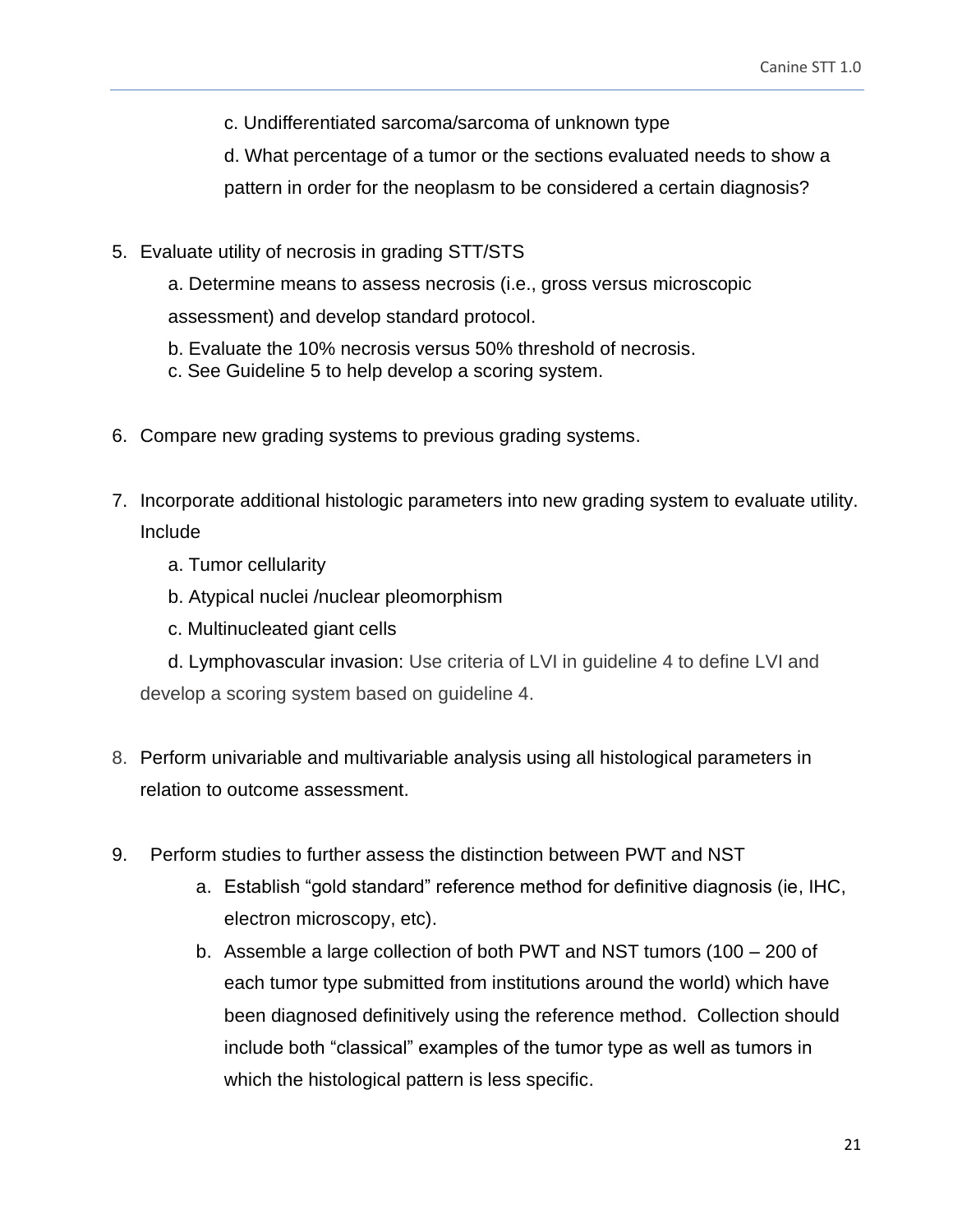c. Undifferentiated sarcoma/sarcoma of unknown type

d. What percentage of a tumor or the sections evaluated needs to show a pattern in order for the neoplasm to be considered a certain diagnosis?

5. Evaluate utility of necrosis in grading STT/STS
   a. Determine means to assess necrosis (i.e., gross versus microscopic assessment) and develop standard protocol.
   b. Evaluate the 10% necrosis versus 50% threshold of necrosis.
   c. See Guideline 5 to help develop a scoring system.

6. Compare new grading systems to previous grading systems.

7. Incorporate additional histologic parameters into new grading system to evaluate utility. Include
   a. Tumor cellularity
   b. Atypical nuclei /nuclear pleomorphism
   c. Multinucleated giant cells
   d. Lymphovascular invasion: Use criteria of LVI in guideline 4 to define LVI and develop a scoring system based on guideline 4.

8. Perform univariable and multivariable analysis using all histological parameters in relation to outcome assessment.

9. Perform studies to further assess the distinction between PWT and NST
   a. Establish "gold standard" reference method for definitive diagnosis (ie, IHC, electron microscopy, etc).
   b. Assemble a large collection of both PWT and NST tumors (100 – 200 of each tumor type submitted from institutions around the world) which have been diagnosed definitively using the reference method. Collection should include both "classical" examples of the tumor type as well as tumors in which the histological pattern is less specific.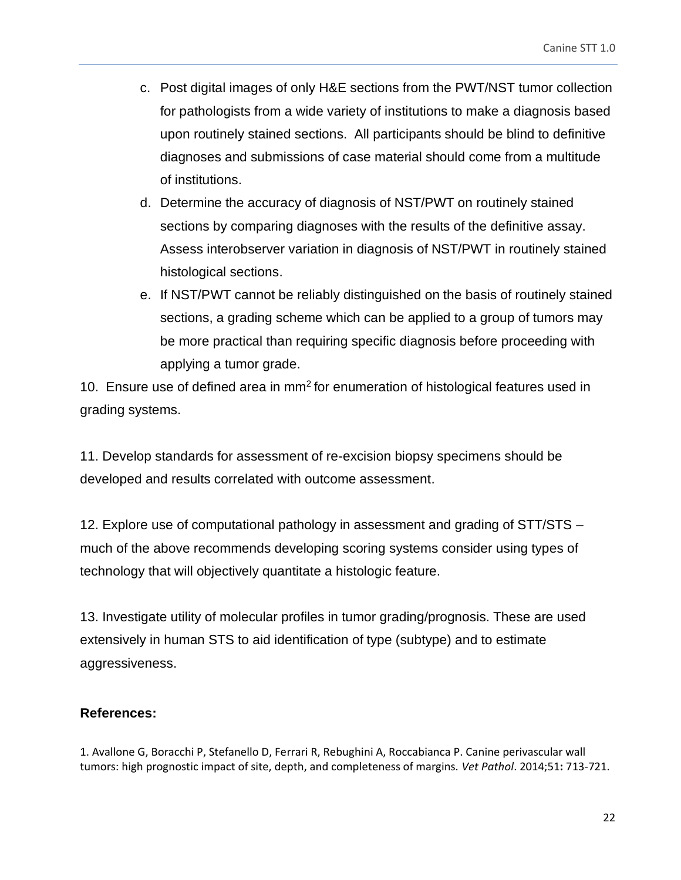c. Post digital images of only H&E sections from the PWT/NST tumor collection for pathologists from a wide variety of institutions to make a diagnosis based upon routinely stained sections. All participants should be blind to definitive diagnoses and submissions of case material should come from a multitude of institutions.

d. Determine the accuracy of diagnosis of NST/PWT on routinely stained sections by comparing diagnoses with the results of the definitive assay. Assess interobserver variation in diagnosis of NST/PWT in routinely stained histological sections.

e. If NST/PWT cannot be reliably distinguished on the basis of routinely stained sections, a grading scheme which can be applied to a group of tumors may be more practical than requiring specific diagnosis before proceeding with applying a tumor grade.

10. Ensure use of defined area in $mm^2$ for enumeration of histological features used in grading systems.

11. Develop standards for assessment of re-excision biopsy specimens should be developed and results correlated with outcome assessment.

12. Explore use of computational pathology in assessment and grading of STT/STS – much of the above recommends developing scoring systems consider using types of technology that will objectively quantitate a histologic feature.

13. Investigate utility of molecular profiles in tumor grading/prognosis. These are used extensively in human STS to aid identification of type (subtype) and to estimate aggressiveness.

**References:**

1. Avallone G, Boracchi P, Stefanello D, Ferrari R, Rebughini A, Roccabianca P. Canine perivascular wall tumors: high prognostic impact of site, depth, and completeness of margins. *Vet Pathol*. 2014;51**:** 713-721.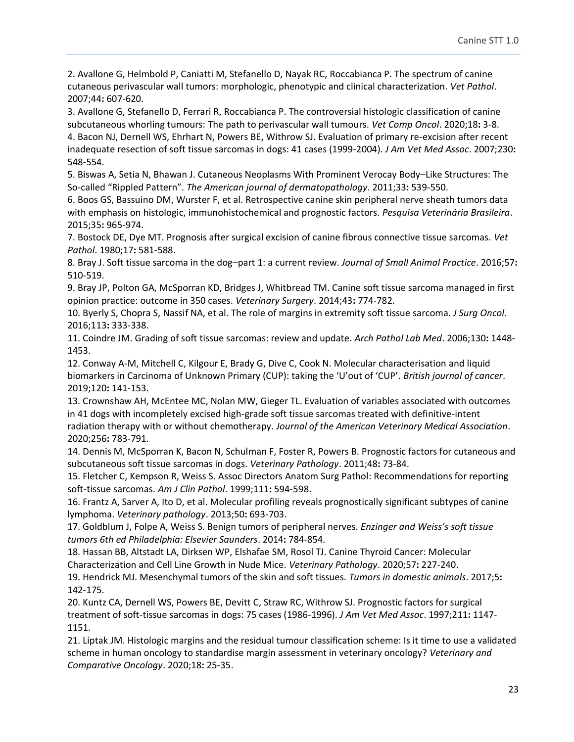2. Avallone G, Helmbold P, Caniatti M, Stefanello D, Nayak RC, Roccabianca P. The spectrum of canine cutaneous perivascular wall tumors: morphologic, phenotypic and clinical characterization. *Vet Pathol*. 2007;44**:** 607-620.

3. Avallone G, Stefanello D, Ferrari R, Roccabianca P. The controversial histologic classification of canine subcutaneous whorling tumours: The path to perivascular wall tumours. *Vet Comp Oncol*. 2020;18**:** 3-8.

4. Bacon NJ, Dernell WS, Ehrhart N, Powers BE, Withrow SJ. Evaluation of primary re-excision after recent inadequate resection of soft tissue sarcomas in dogs: 41 cases (1999-2004). *J Am Vet Med Assoc*. 2007;230**:** 548-554.

5. Biswas A, Setia N, Bhawan J. Cutaneous Neoplasms With Prominent Verocay Body–Like Structures: The So-called "Rippled Pattern". *The American journal of dermatopathology*. 2011;33**:** 539-550.

6. Boos GS, Bassuino DM, Wurster F, et al. Retrospective canine skin peripheral nerve sheath tumors data with emphasis on histologic, immunohistochemical and prognostic factors. *Pesquisa Veterinária Brasileira*. 2015;35**:** 965-974.

7. Bostock DE, Dye MT. Prognosis after surgical excision of canine fibrous connective tissue sarcomas. *Vet Pathol*. 1980;17**:** 581-588.

8. Bray J. Soft tissue sarcoma in the dog–part 1: a current review. *Journal of Small Animal Practice*. 2016;57**:** 510-519.

9. Bray JP, Polton GA, McSporran KD, Bridges J, Whitbread TM. Canine soft tissue sarcoma managed in first opinion practice: outcome in 350 cases. *Veterinary Surgery*. 2014;43**:** 774-782.

10. Byerly S, Chopra S, Nassif NA, et al. The role of margins in extremity soft tissue sarcoma. *J Surg Oncol*. 2016;113**:** 333-338.

11. Coindre JM. Grading of soft tissue sarcomas: review and update. *Arch Pathol Lab Med*. 2006;130**:** 1448-1453.

12. Conway A-M, Mitchell C, Kilgour E, Brady G, Dive C, Cook N. Molecular characterisation and liquid biomarkers in Carcinoma of Unknown Primary (CUP): taking the 'U'out of 'CUP'. *British journal of cancer*. 2019;120**:** 141-153.

13. Crownshaw AH, McEntee MC, Nolan MW, Gieger TL. Evaluation of variables associated with outcomes in 41 dogs with incompletely excised high-grade soft tissue sarcomas treated with definitive-intent radiation therapy with or without chemotherapy. *Journal of the American Veterinary Medical Association*. 2020;256**:** 783-791.

14. Dennis M, McSporran K, Bacon N, Schulman F, Foster R, Powers B. Prognostic factors for cutaneous and subcutaneous soft tissue sarcomas in dogs. *Veterinary Pathology*. 2011;48**:** 73-84.

15. Fletcher C, Kempson R, Weiss S. Assoc Directors Anatom Surg Pathol: Recommendations for reporting soft-tissue sarcomas. *Am J Clin Pathol*. 1999;111**:** 594-598.

16. Frantz A, Sarver A, Ito D, et al. Molecular profiling reveals prognostically significant subtypes of canine lymphoma. *Veterinary pathology*. 2013;50**:** 693-703.

17. Goldblum J, Folpe A, Weiss S. Benign tumors of peripheral nerves. *Enzinger and Weiss's soft tissue tumors 6th ed Philadelphia: Elsevier Saunders*. 2014**:** 784-854.

18. Hassan BB, Altstadt LA, Dirksen WP, Elshafae SM, Rosol TJ. Canine Thyroid Cancer: Molecular Characterization and Cell Line Growth in Nude Mice. *Veterinary Pathology*. 2020;57**:** 227-240.

19. Hendrick MJ. Mesenchymal tumors of the skin and soft tissues. *Tumors in domestic animals*. 2017;5**:** 142-175.

20. Kuntz CA, Dernell WS, Powers BE, Devitt C, Straw RC, Withrow SJ. Prognostic factors for surgical treatment of soft-tissue sarcomas in dogs: 75 cases (1986-1996). *J Am Vet Med Assoc*. 1997;211**:** 1147-1151.

21. Liptak JM. Histologic margins and the residual tumour classification scheme: Is it time to use a validated scheme in human oncology to standardise margin assessment in veterinary oncology? *Veterinary and Comparative Oncology*. 2020;18**:** 25-35.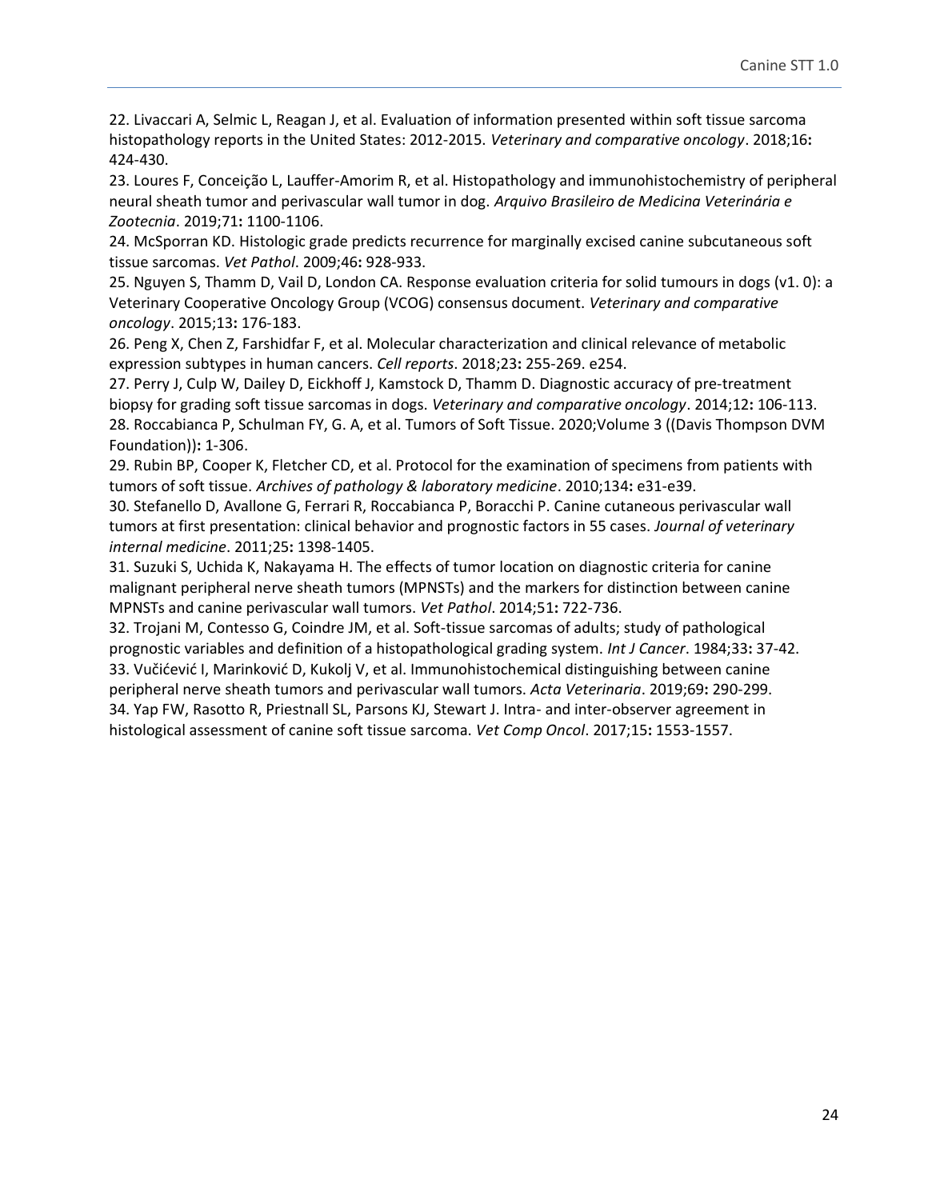22. Livaccari A, Selmic L, Reagan J, et al. Evaluation of information presented within soft tissue sarcoma histopathology reports in the United States: 2012-2015. *Veterinary and comparative oncology*. 2018;16**:** 424-430.

23. Loures F, Conceição L, Lauffer-Amorim R, et al. Histopathology and immunohistochemistry of peripheral neural sheath tumor and perivascular wall tumor in dog. *Arquivo Brasileiro de Medicina Veterinária e Zootecnia*. 2019;71**:** 1100-1106.

24. McSporran KD. Histologic grade predicts recurrence for marginally excised canine subcutaneous soft tissue sarcomas. *Vet Pathol*. 2009;46**:** 928-933.

25. Nguyen S, Thamm D, Vail D, London CA. Response evaluation criteria for solid tumours in dogs (v1. 0): a Veterinary Cooperative Oncology Group (VCOG) consensus document. *Veterinary and comparative oncology*. 2015;13**:** 176-183.

26. Peng X, Chen Z, Farshidfar F, et al. Molecular characterization and clinical relevance of metabolic expression subtypes in human cancers. *Cell reports*. 2018;23**:** 255-269. e254.

27. Perry J, Culp W, Dailey D, Eickhoff J, Kamstock D, Thamm D. Diagnostic accuracy of pre-treatment biopsy for grading soft tissue sarcomas in dogs. *Veterinary and comparative oncology*. 2014;12**:** 106-113.

28. Roccabianca P, Schulman FY, G. A, et al. Tumors of Soft Tissue. 2020;Volume 3 ((Davis Thompson DVM Foundation))**:** 1-306.

29. Rubin BP, Cooper K, Fletcher CD, et al. Protocol for the examination of specimens from patients with tumors of soft tissue. *Archives of pathology & laboratory medicine*. 2010;134**:** e31-e39.

30. Stefanello D, Avallone G, Ferrari R, Roccabianca P, Boracchi P. Canine cutaneous perivascular wall tumors at first presentation: clinical behavior and prognostic factors in 55 cases. *Journal of veterinary internal medicine*. 2011;25**:** 1398-1405.

31. Suzuki S, Uchida K, Nakayama H. The effects of tumor location on diagnostic criteria for canine malignant peripheral nerve sheath tumors (MPNSTs) and the markers for distinction between canine MPNSTs and canine perivascular wall tumors. *Vet Pathol*. 2014;51**:** 722-736.

32. Trojani M, Contesso G, Coindre JM, et al. Soft-tissue sarcomas of adults; study of pathological prognostic variables and definition of a histopathological grading system. *Int J Cancer*. 1984;33**:** 37-42.

33. Vučićević I, Marinković D, Kukolj V, et al. Immunohistochemical distinguishing between canine peripheral nerve sheath tumors and perivascular wall tumors. *Acta Veterinaria*. 2019;69**:** 290-299.

34. Yap FW, Rasotto R, Priestnall SL, Parsons KJ, Stewart J. Intra- and inter-observer agreement in histological assessment of canine soft tissue sarcoma. *Vet Comp Oncol*. 2017;15**:** 1553-1557.